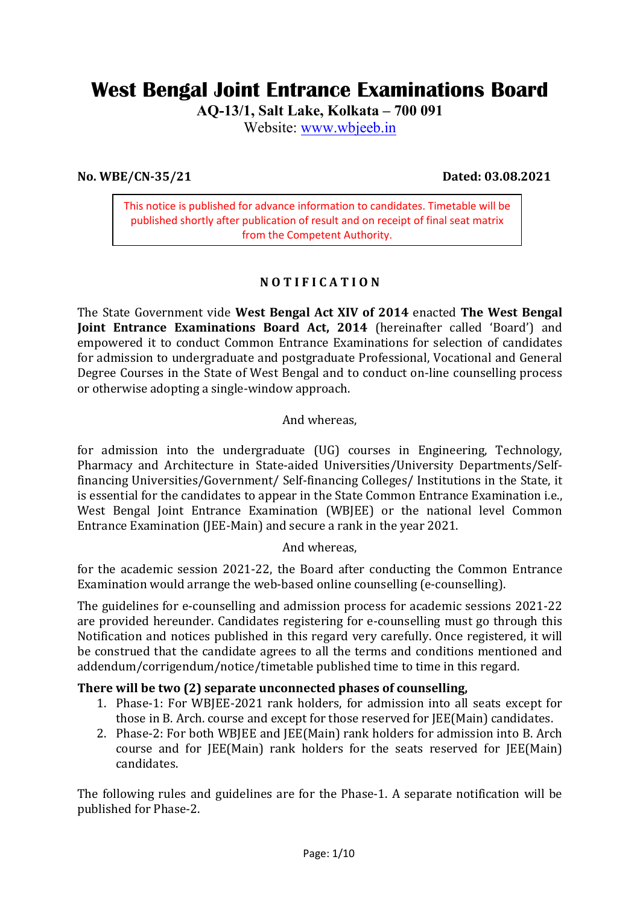# West Bengal Joint Entrance Examinations Board

**AQ-13/1, Salt Lake, Kolkata – 700 091**

Website: www.wbjeeb.in

**No. WBE/CN-35/21** **Dated: 03.08.2021**

> This notice is published for advance information to candidates. Timetable will be published shortly after publication of result and on receipt of final seat matrix from the Competent Authority.

## N O T I F I C A T I O N

The State Government vide **West Bengal Act XIV of 2014** enacted **The West Bengal Joint Entrance Examinations Board Act, 2014** (hereinafter called 'Board') and empowered it to conduct Common Entrance Examinations for selection of candidates for admission to undergraduate and postgraduate Professional, Vocational and General Degree Courses in the State of West Bengal and to conduct on-line counselling process or otherwise adopting a single-window approach.

And whereas,

for admission into the undergraduate (UG) courses in Engineering, Technology, Pharmacy and Architecture in State-aided Universities/University Departments/Self-financing Universities/Government/ Self-financing Colleges/ Institutions in the State, it is essential for the candidates to appear in the State Common Entrance Examination i.e., West Bengal Joint Entrance Examination (WBJEE) or the national level Common Entrance Examination (JEE-Main) and secure a rank in the year 2021.

And whereas,

for the academic session 2021-22, the Board after conducting the Common Entrance Examination would arrange the web-based online counselling (e-counselling).

The guidelines for e-counselling and admission process for academic sessions 2021-22 are provided hereunder. Candidates registering for e-counselling must go through this Notification and notices published in this regard very carefully. Once registered, it will be construed that the candidate agrees to all the terms and conditions mentioned and addendum/corrigendum/notice/timetable published time to time in this regard.

**There will be two (2) separate unconnected phases of counselling,**

1. Phase-1: For WBJEE-2021 rank holders, for admission into all seats except for those in B. Arch. course and except for those reserved for JEE(Main) candidates.
2. Phase-2: For both WBJEE and JEE(Main) rank holders for admission into B. Arch course and for JEE(Main) rank holders for the seats reserved for JEE(Main) candidates.

The following rules and guidelines are for the Phase-1. A separate notification will be published for Phase-2.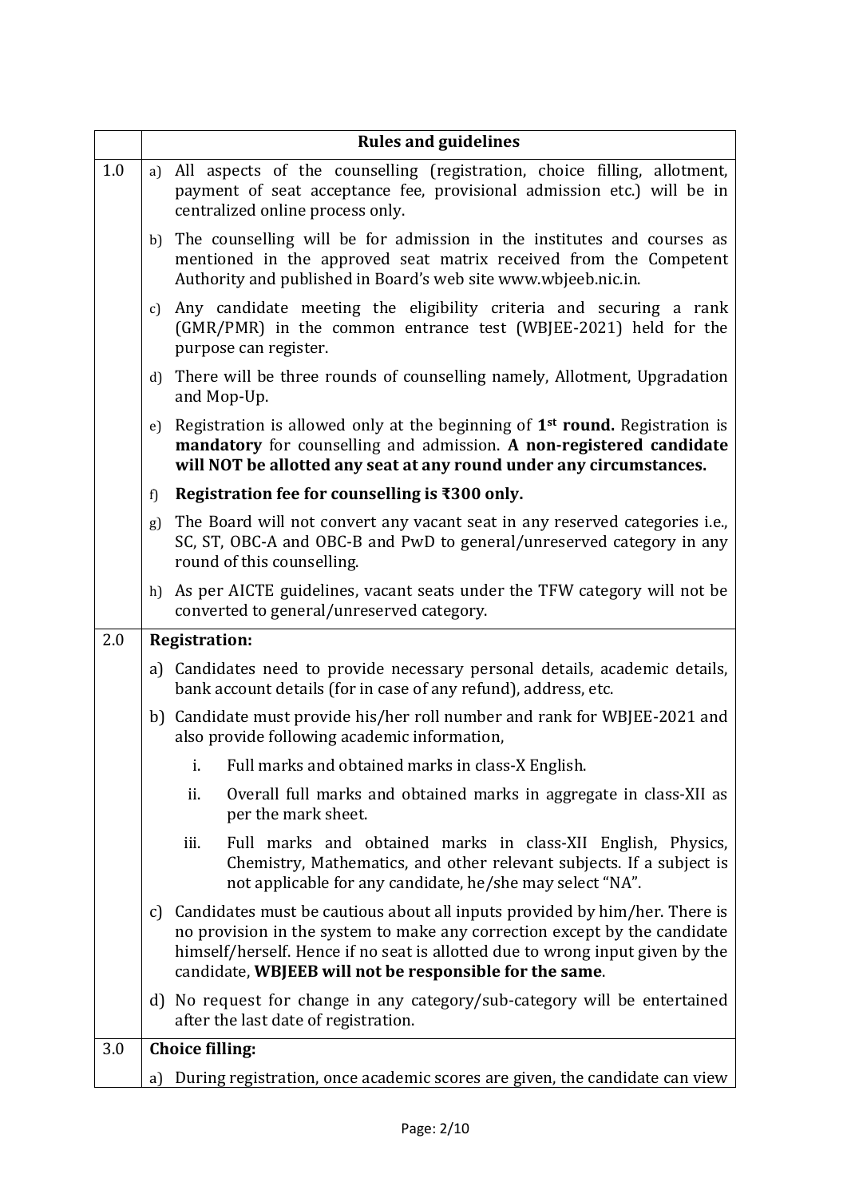| | Rules and guidelines |
|---|---|
| 1.0 | a) All aspects of the counselling (registration, choice filling, allotment, payment of seat acceptance fee, provisional admission etc.) will be in centralized online process only. |
| | b) The counselling will be for admission in the institutes and courses as mentioned in the approved seat matrix received from the Competent Authority and published in Board's web site www.wbjeeb.nic.in. |
| | c) Any candidate meeting the eligibility criteria and securing a rank (GMR/PMR) in the common entrance test (WBJEE-2021) held for the purpose can register. |
| | d) There will be three rounds of counselling namely, Allotment, Upgradation and Mop-Up. |
| | e) Registration is allowed only at the beginning of **1st round.** Registration is **mandatory** for counselling and admission. **A non-registered candidate will NOT be allotted any seat at any round under any circumstances.** |
| | f) **Registration fee for counselling is ₹300 only.** |
| | g) The Board will not convert any vacant seat in any reserved categories i.e., SC, ST, OBC-A and OBC-B and PwD to general/unreserved category in any round of this counselling. |
| | h) As per AICTE guidelines, vacant seats under the TFW category will not be converted to general/unreserved category. |
| 2.0 | **Registration:** |
| | a) Candidates need to provide necessary personal details, academic details, bank account details (for in case of any refund), address, etc. |
| | b) Candidate must provide his/her roll number and rank for WBJEE-2021 and also provide following academic information,<br>i. Full marks and obtained marks in class-X English.<br>ii. Overall full marks and obtained marks in aggregate in class-XII as per the mark sheet.<br>iii. Full marks and obtained marks in class-XII English, Physics, Chemistry, Mathematics, and other relevant subjects. If a subject is not applicable for any candidate, he/she may select "NA". |
| | c) Candidates must be cautious about all inputs provided by him/her. There is no provision in the system to make any correction except by the candidate himself/herself. Hence if no seat is allotted due to wrong input given by the candidate, **WBJEEB will not be responsible for the same**. |
| | d) No request for change in any category/sub-category will be entertained after the last date of registration. |
| 3.0 | **Choice filling:** |
| | a) During registration, once academic scores are given, the candidate can view |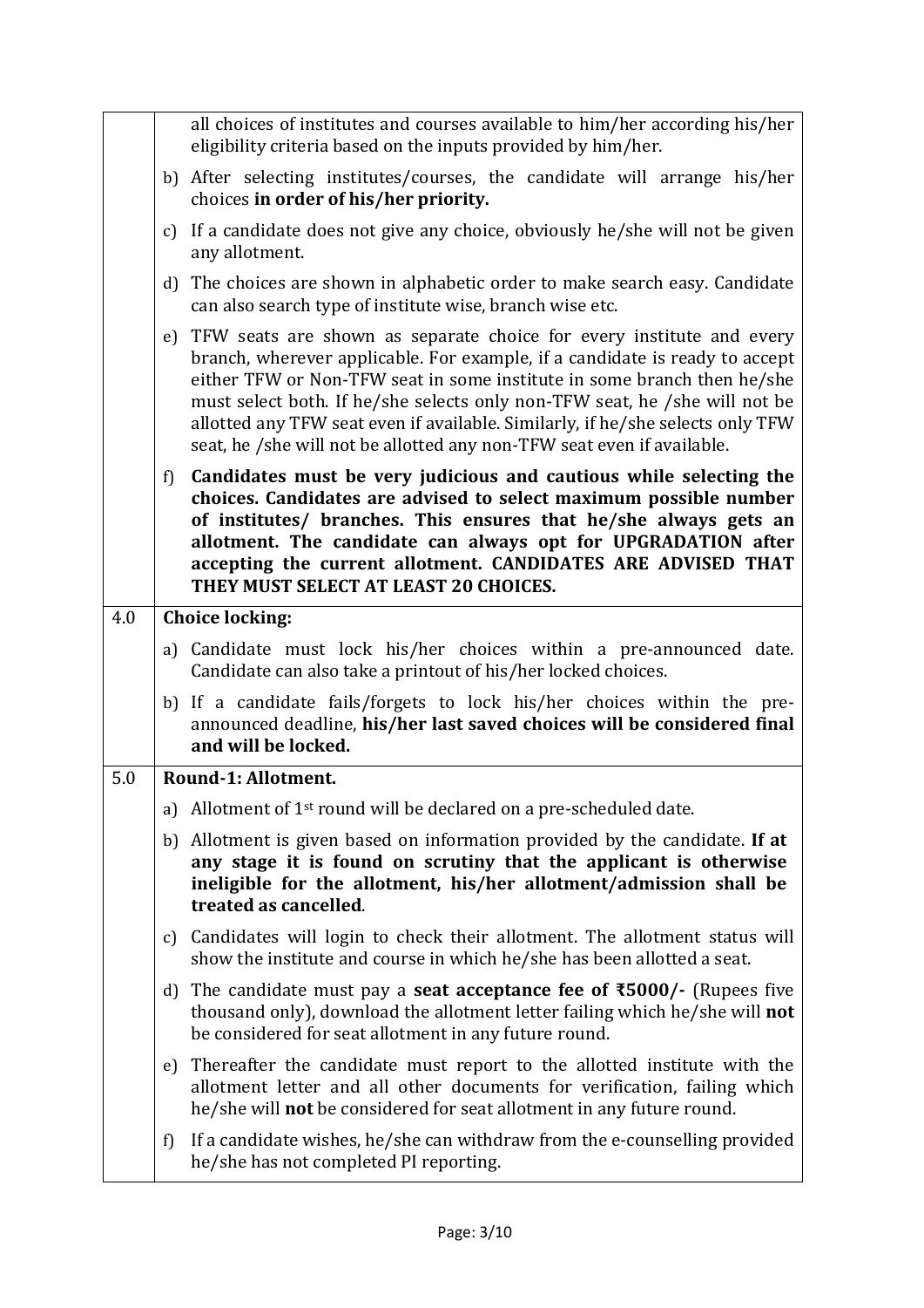| | |
|---|---|
| | all choices of institutes and courses available to him/her according his/her eligibility criteria based on the inputs provided by him/her.<br>b) After selecting institutes/courses, the candidate will arrange his/her choices **in order of his/her priority.**<br>c) If a candidate does not give any choice, obviously he/she will not be given any allotment.<br>d) The choices are shown in alphabetic order to make search easy. Candidate can also search type of institute wise, branch wise etc.<br>e) TFW seats are shown as separate choice for every institute and every branch, wherever applicable. For example, if a candidate is ready to accept either TFW or Non-TFW seat in some institute in some branch then he/she must select both. If he/she selects only non-TFW seat, he /she will not be allotted any TFW seat even if available. Similarly, if he/she selects only TFW seat, he /she will not be allotted any non-TFW seat even if available.<br>f) **Candidates must be very judicious and cautious while selecting the choices. Candidates are advised to select maximum possible number of institutes/ branches. This ensures that he/she always gets an allotment. The candidate can always opt for UPGRADATION after accepting the current allotment. CANDIDATES ARE ADVISED THAT THEY MUST SELECT AT LEAST 20 CHOICES.** |
| 4.0 | **Choice locking:**<br>a) Candidate must lock his/her choices within a pre-announced date. Candidate can also take a printout of his/her locked choices.<br>b) If a candidate fails/forgets to lock his/her choices within the pre-announced deadline, **his/her last saved choices will be considered final and will be locked.** |
| 5.0 | **Round-1: Allotment.**<br>a) Allotment of 1st round will be declared on a pre-scheduled date.<br>b) Allotment is given based on information provided by the candidate. **If at any stage it is found on scrutiny that the applicant is otherwise ineligible for the allotment, his/her allotment/admission shall be treated as cancelled**.<br>c) Candidates will login to check their allotment. The allotment status will show the institute and course in which he/she has been allotted a seat.<br>d) The candidate must pay a **seat acceptance fee of ₹5000/-** (Rupees five thousand only), download the allotment letter failing which he/she will **not** be considered for seat allotment in any future round.<br>e) Thereafter the candidate must report to the allotted institute with the allotment letter and all other documents for verification, failing which he/she will **not** be considered for seat allotment in any future round.<br>f) If a candidate wishes, he/she can withdraw from the e-counselling provided he/she has not completed PI reporting. |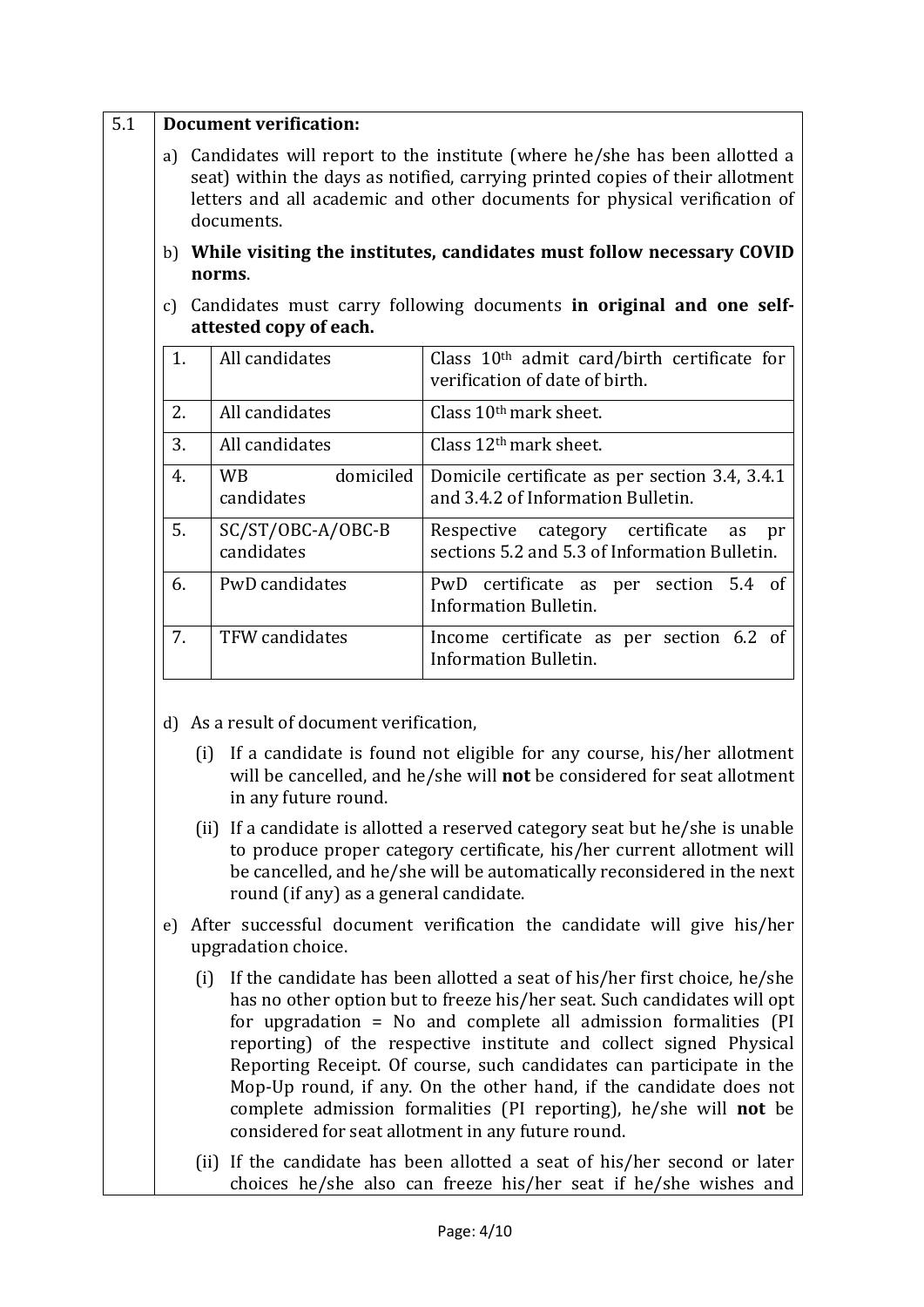## 5.1 Document verification:

a) Candidates will report to the institute (where he/she has been allotted a seat) within the days as notified, carrying printed copies of their allotment letters and all academic and other documents for physical verification of documents.

b) **While visiting the institutes, candidates must follow necessary COVID norms**.

c) Candidates must carry following documents **in original and one self-attested copy of each.**

| | | |
|---|---|---|
| 1. | All candidates | Class 10th admit card/birth certificate for verification of date of birth. |
| 2. | All candidates | Class 10th mark sheet. |
| 3. | All candidates | Class 12th mark sheet. |
| 4. | WB domiciled candidates | Domicile certificate as per section 3.4, 3.4.1 and 3.4.2 of Information Bulletin. |
| 5. | SC/ST/OBC-A/OBC-B candidates | Respective category certificate as pr sections 5.2 and 5.3 of Information Bulletin. |
| 6. | PwD candidates | PwD certificate as per section 5.4 of Information Bulletin. |
| 7. | TFW candidates | Income certificate as per section 6.2 of Information Bulletin. |

d) As a result of document verification,

(i) If a candidate is found not eligible for any course, his/her allotment will be cancelled, and he/she will **not** be considered for seat allotment in any future round.

(ii) If a candidate is allotted a reserved category seat but he/she is unable to produce proper category certificate, his/her current allotment will be cancelled, and he/she will be automatically reconsidered in the next round (if any) as a general candidate.

e) After successful document verification the candidate will give his/her upgradation choice.

(i) If the candidate has been allotted a seat of his/her first choice, he/she has no other option but to freeze his/her seat. Such candidates will opt for upgradation = No and complete all admission formalities (PI reporting) of the respective institute and collect signed Physical Reporting Receipt. Of course, such candidates can participate in the Mop-Up round, if any. On the other hand, if the candidate does not complete admission formalities (PI reporting), he/she will **not** be considered for seat allotment in any future round.

(ii) If the candidate has been allotted a seat of his/her second or later choices he/she also can freeze his/her seat if he/she wishes and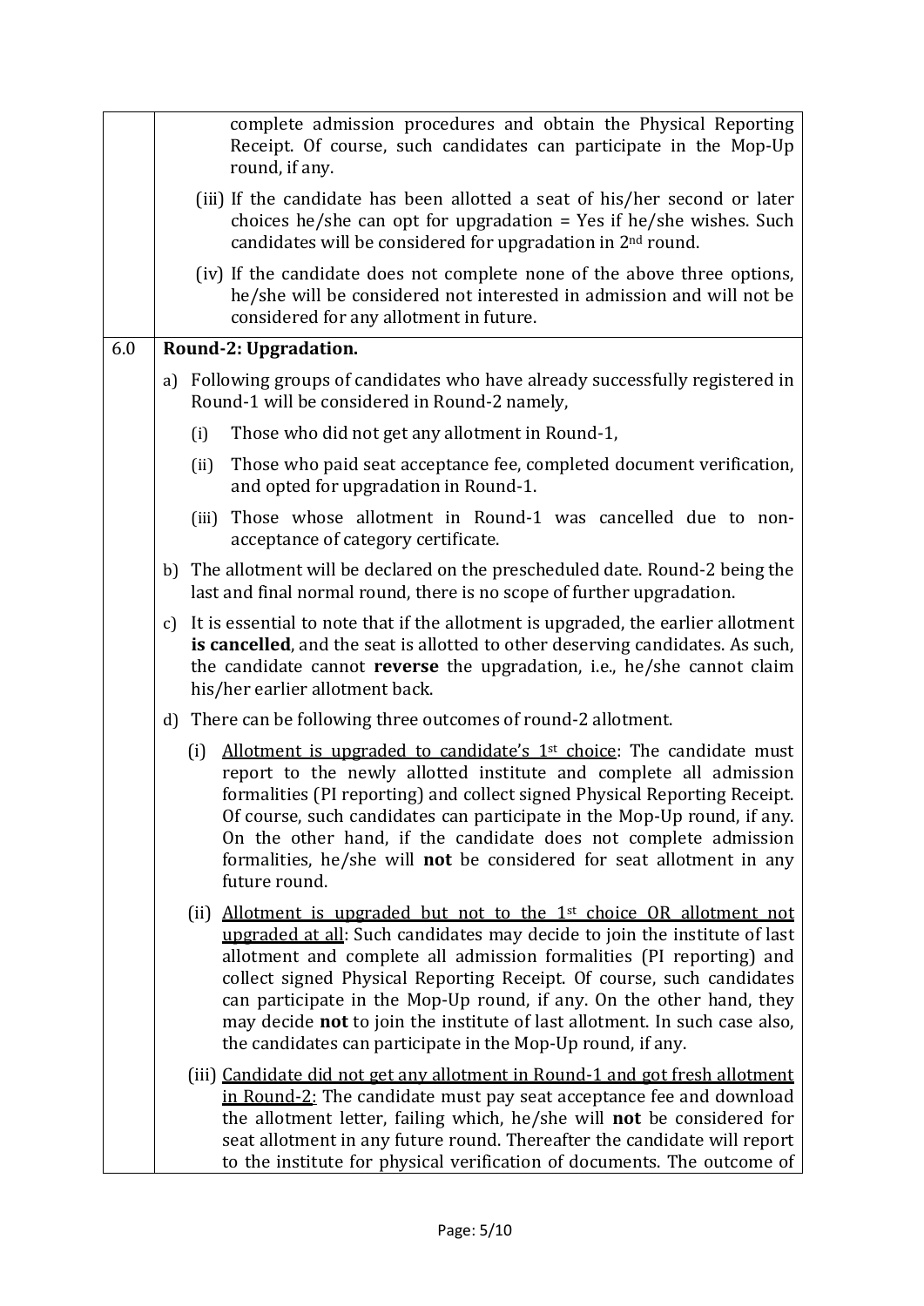complete admission procedures and obtain the Physical Reporting Receipt. Of course, such candidates can participate in the Mop-Up round, if any.

(iii) If the candidate has been allotted a seat of his/her second or later choices he/she can opt for upgradation = Yes if he/she wishes. Such candidates will be considered for upgradation in 2nd round.

(iv) If the candidate does not complete none of the above three options, he/she will be considered not interested in admission and will not be considered for any allotment in future.

## 6.0 Round-2: Upgradation.

a) Following groups of candidates who have already successfully registered in Round-1 will be considered in Round-2 namely,

   (i) Those who did not get any allotment in Round-1,

   (ii) Those who paid seat acceptance fee, completed document verification, and opted for upgradation in Round-1.

   (iii) Those whose allotment in Round-1 was cancelled due to non-acceptance of category certificate.

b) The allotment will be declared on the prescheduled date. Round-2 being the last and final normal round, there is no scope of further upgradation.

c) It is essential to note that if the allotment is upgraded, the earlier allotment **is cancelled**, and the seat is allotted to other deserving candidates. As such, the candidate cannot **reverse** the upgradation, i.e., he/she cannot claim his/her earlier allotment back.

d) There can be following three outcomes of round-2 allotment.

   (i) Allotment is upgraded to candidate's 1st choice: The candidate must report to the newly allotted institute and complete all admission formalities (PI reporting) and collect signed Physical Reporting Receipt. Of course, such candidates can participate in the Mop-Up round, if any. On the other hand, if the candidate does not complete admission formalities, he/she will **not** be considered for seat allotment in any future round.

   (ii) Allotment is upgraded but not to the 1st choice OR allotment not upgraded at all: Such candidates may decide to join the institute of last allotment and complete all admission formalities (PI reporting) and collect signed Physical Reporting Receipt. Of course, such candidates can participate in the Mop-Up round, if any. On the other hand, they may decide **not** to join the institute of last allotment. In such case also, the candidates can participate in the Mop-Up round, if any.

   (iii) Candidate did not get any allotment in Round-1 and got fresh allotment in Round-2: The candidate must pay seat acceptance fee and download the allotment letter, failing which, he/she will **not** be considered for seat allotment in any future round. Thereafter the candidate will report to the institute for physical verification of documents. The outcome of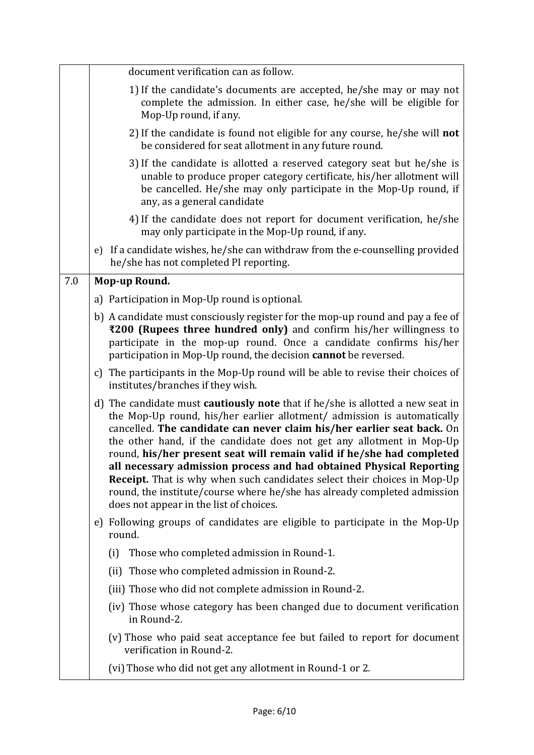|     |     |
| --- | --- |
|  | document verification can as follow.<br><br>1) If the candidate's documents are accepted, he/she may or may not complete the admission. In either case, he/she will be eligible for Mop-Up round, if any.<br><br>2) If the candidate is found not eligible for any course, he/she will **not** be considered for seat allotment in any future round.<br><br>3) If the candidate is allotted a reserved category seat but he/she is unable to produce proper category certificate, his/her allotment will be cancelled. He/she may only participate in the Mop-Up round, if any, as a general candidate<br><br>4) If the candidate does not report for document verification, he/she may only participate in the Mop-Up round, if any.<br><br>e) If a candidate wishes, he/she can withdraw from the e-counselling provided he/she has not completed PI reporting. |
| 7.0 | **Mop-up Round.**<br><br>a) Participation in Mop-Up round is optional.<br><br>b) A candidate must consciously register for the mop-up round and pay a fee of **₹200 (Rupees three hundred only)** and confirm his/her willingness to participate in the mop-up round. Once a candidate confirms his/her participation in Mop-Up round, the decision **cannot** be reversed.<br><br>c) The participants in the Mop-Up round will be able to revise their choices of institutes/branches if they wish.<br><br>d) The candidate must **cautiously note** that if he/she is allotted a new seat in the Mop-Up round, his/her earlier allotment/ admission is automatically cancelled. **The candidate can never claim his/her earlier seat back.** On the other hand, if the candidate does not get any allotment in Mop-Up round, **his/her present seat will remain valid if he/she had completed all necessary admission process and had obtained Physical Reporting Receipt.** That is why when such candidates select their choices in Mop-Up round, the institute/course where he/she has already completed admission does not appear in the list of choices.<br><br>e) Following groups of candidates are eligible to participate in the Mop-Up round.<br><br>(i) Those who completed admission in Round-1.<br><br>(ii) Those who completed admission in Round-2.<br><br>(iii) Those who did not complete admission in Round-2.<br><br>(iv) Those whose category has been changed due to document verification in Round-2.<br><br>(v) Those who paid seat acceptance fee but failed to report for document verification in Round-2.<br><br>(vi) Those who did not get any allotment in Round-1 or 2. |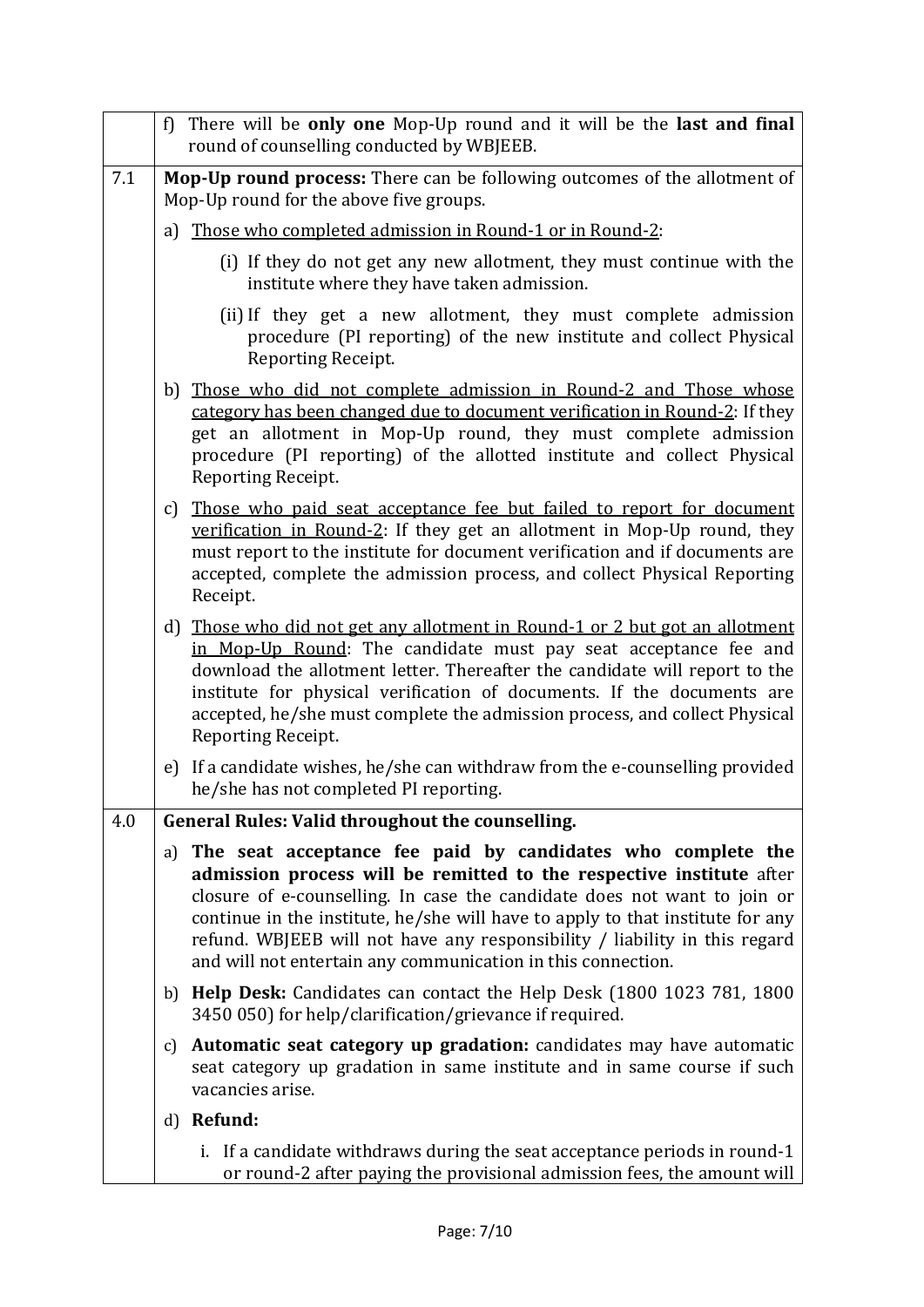| | |
|---|---|
| | f) There will be **only one** Mop-Up round and it will be the **last and final** round of counselling conducted by WBJEEB. |
| 7.1 | **Mop-Up round process:** There can be following outcomes of the allotment of Mop-Up round for the above five groups.<br><br>a) <u>Those who completed admission in Round-1 or in Round-2</u>:<br><br>(i) If they do not get any new allotment, they must continue with the institute where they have taken admission.<br><br>(ii) If they get a new allotment, they must complete admission procedure (PI reporting) of the new institute and collect Physical Reporting Receipt.<br><br>b) <u>Those who did not complete admission in Round-2 and Those whose category has been changed due to document verification in Round-2</u>: If they get an allotment in Mop-Up round, they must complete admission procedure (PI reporting) of the allotted institute and collect Physical Reporting Receipt.<br><br>c) <u>Those who paid seat acceptance fee but failed to report for document verification in Round-2</u>: If they get an allotment in Mop-Up round, they must report to the institute for document verification and if documents are accepted, complete the admission process, and collect Physical Reporting Receipt.<br><br>d) <u>Those who did not get any allotment in Round-1 or 2 but got an allotment in Mop-Up Round</u>: The candidate must pay seat acceptance fee and download the allotment letter. Thereafter the candidate will report to the institute for physical verification of documents. If the documents are accepted, he/she must complete the admission process, and collect Physical Reporting Receipt.<br><br>e) If a candidate wishes, he/she can withdraw from the e-counselling provided he/she has not completed PI reporting. |
| 4.0 | **General Rules: Valid throughout the counselling.**<br><br>a) **The seat acceptance fee paid by candidates who complete the admission process will be remitted to the respective institute** after closure of e-counselling. In case the candidate does not want to join or continue in the institute, he/she will have to apply to that institute for any refund. WBJEEB will not have any responsibility / liability in this regard and will not entertain any communication in this connection.<br><br>b) **Help Desk:** Candidates can contact the Help Desk (1800 1023 781, 1800 3450 050) for help/clarification/grievance if required.<br><br>c) **Automatic seat category up gradation:** candidates may have automatic seat category up gradation in same institute and in same course if such vacancies arise.<br><br>d) **Refund:**<br><br>i. If a candidate withdraws during the seat acceptance periods in round-1 or round-2 after paying the provisional admission fees, the amount will |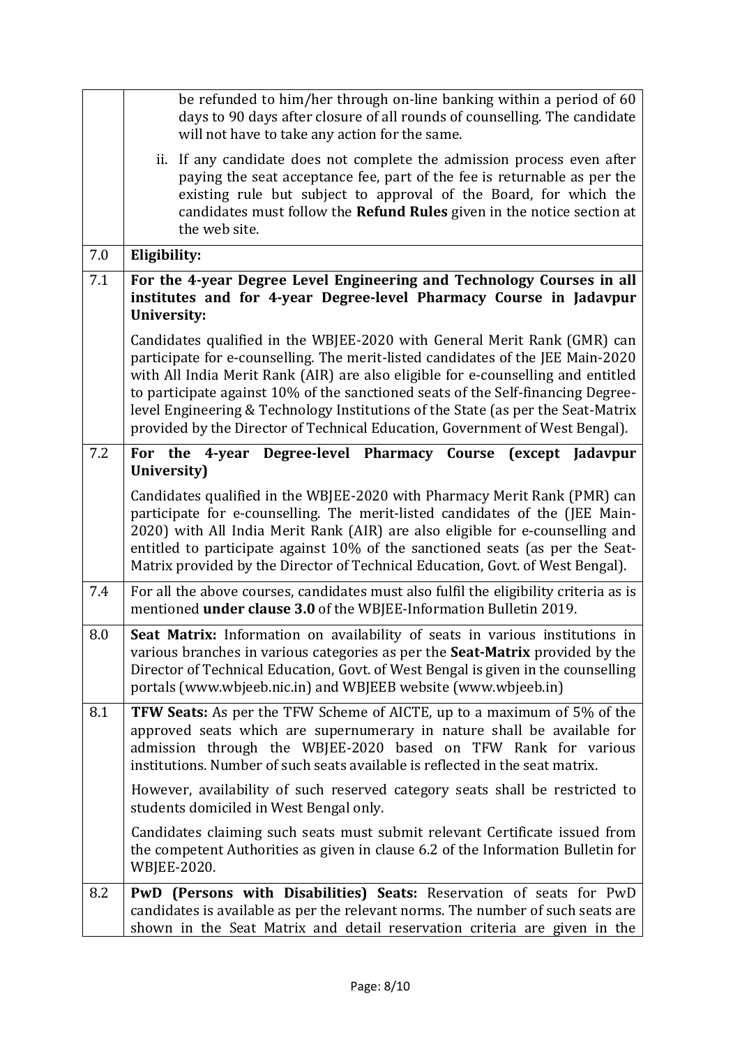| | |
|---|---|
| | be refunded to him/her through on-line banking within a period of 60 days to 90 days after closure of all rounds of counselling. The candidate will not have to take any action for the same.<br><br>ii. If any candidate does not complete the admission process even after paying the seat acceptance fee, part of the fee is returnable as per the existing rule but subject to approval of the Board, for which the candidates must follow the **Refund Rules** given in the notice section at the web site. |
| 7.0 | **Eligibility:** |
| 7.1 | **For the 4-year Degree Level Engineering and Technology Courses in all institutes and for 4-year Degree-level Pharmacy Course in Jadavpur University:**<br><br>Candidates qualified in the WBJEE-2020 with General Merit Rank (GMR) can participate for e-counselling. The merit-listed candidates of the JEE Main-2020 with All India Merit Rank (AIR) are also eligible for e-counselling and entitled to participate against 10% of the sanctioned seats of the Self-financing Degree-level Engineering & Technology Institutions of the State (as per the Seat-Matrix provided by the Director of Technical Education, Government of West Bengal). |
| 7.2 | **For the 4-year Degree-level Pharmacy Course (except Jadavpur University)**<br><br>Candidates qualified in the WBJEE-2020 with Pharmacy Merit Rank (PMR) can participate for e-counselling. The merit-listed candidates of the (JEE Main-2020) with All India Merit Rank (AIR) are also eligible for e-counselling and entitled to participate against 10% of the sanctioned seats (as per the Seat-Matrix provided by the Director of Technical Education, Govt. of West Bengal). |
| 7.4 | For all the above courses, candidates must also fulfil the eligibility criteria as is mentioned **under clause 3.0** of the WBJEE-Information Bulletin 2019. |
| 8.0 | **Seat Matrix:** Information on availability of seats in various institutions in various branches in various categories as per the **Seat-Matrix** provided by the Director of Technical Education, Govt. of West Bengal is given in the counselling portals (www.wbjeeb.nic.in) and WBJEEB website (www.wbjeeb.in) |
| 8.1 | **TFW Seats:** As per the TFW Scheme of AICTE, up to a maximum of 5% of the approved seats which are supernumerary in nature shall be available for admission through the WBJEE-2020 based on TFW Rank for various institutions. Number of such seats available is reflected in the seat matrix.<br><br>However, availability of such reserved category seats shall be restricted to students domiciled in West Bengal only.<br><br>Candidates claiming such seats must submit relevant Certificate issued from the competent Authorities as given in clause 6.2 of the Information Bulletin for WBJEE-2020. |
| 8.2 | **PwD (Persons with Disabilities) Seats:** Reservation of seats for PwD candidates is available as per the relevant norms. The number of such seats are shown in the Seat Matrix and detail reservation criteria are given in the |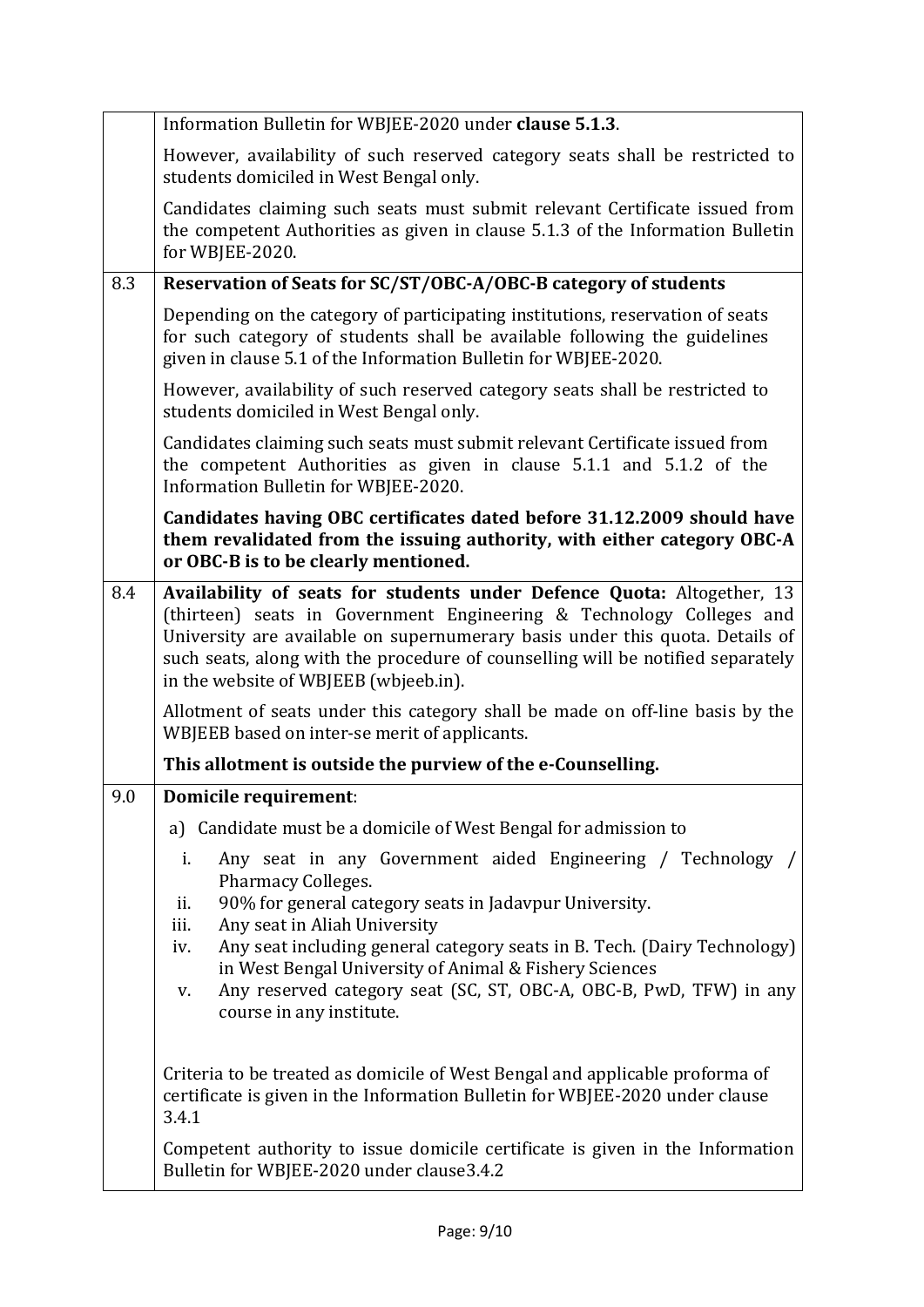| | |
|---|---|
| | Information Bulletin for WBJEE-2020 under **clause 5.1.3**.<br><br>However, availability of such reserved category seats shall be restricted to students domiciled in West Bengal only.<br><br>Candidates claiming such seats must submit relevant Certificate issued from the competent Authorities as given in clause 5.1.3 of the Information Bulletin for WBJEE-2020. |
| 8.3 | **Reservation of Seats for SC/ST/OBC-A/OBC-B category of students**<br><br>Depending on the category of participating institutions, reservation of seats for such category of students shall be available following the guidelines given in clause 5.1 of the Information Bulletin for WBJEE-2020.<br><br>However, availability of such reserved category seats shall be restricted to students domiciled in West Bengal only.<br><br>Candidates claiming such seats must submit relevant Certificate issued from the competent Authorities as given in clause 5.1.1 and 5.1.2 of the Information Bulletin for WBJEE-2020.<br><br>**Candidates having OBC certificates dated before 31.12.2009 should have them revalidated from the issuing authority, with either category OBC-A or OBC-B is to be clearly mentioned.** |
| 8.4 | **Availability of seats for students under Defence Quota:** Altogether, 13 (thirteen) seats in Government Engineering & Technology Colleges and University are available on supernumerary basis under this quota. Details of such seats, along with the procedure of counselling will be notified separately in the website of WBJEEB (wbjeeb.in).<br><br>Allotment of seats under this category shall be made on off-line basis by the WBJEEB based on inter-se merit of applicants.<br><br>**This allotment is outside the purview of the e-Counselling.** |
| 9.0 | **Domicile requirement**:<br><br>a) Candidate must be a domicile of West Bengal for admission to<br><br>i. Any seat in any Government aided Engineering / Technology / Pharmacy Colleges.<br>ii. 90% for general category seats in Jadavpur University.<br>iii. Any seat in Aliah University<br>iv. Any seat including general category seats in B. Tech. (Dairy Technology) in West Bengal University of Animal & Fishery Sciences<br>v. Any reserved category seat (SC, ST, OBC-A, OBC-B, PwD, TFW) in any course in any institute.<br><br>Criteria to be treated as domicile of West Bengal and applicable proforma of certificate is given in the Information Bulletin for WBJEE-2020 under clause 3.4.1<br><br>Competent authority to issue domicile certificate is given in the Information Bulletin for WBJEE-2020 under clause3.4.2 |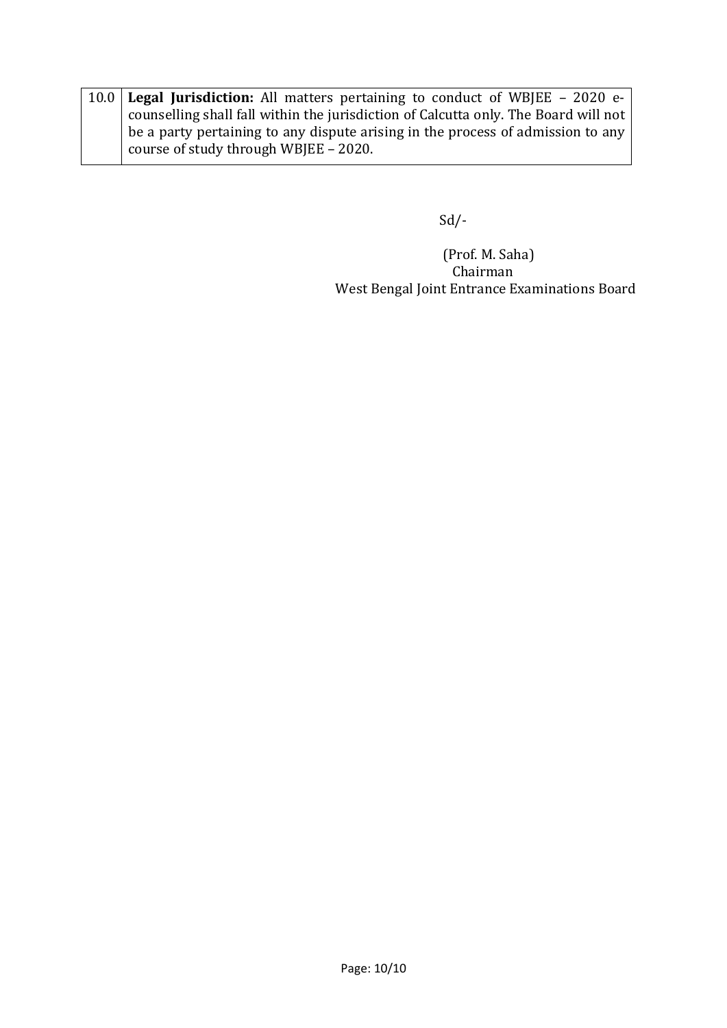| | |
|---|---|
| 10.0 | **Legal Jurisdiction:** All matters pertaining to conduct of WBJEE – 2020 e-counselling shall fall within the jurisdiction of Calcutta only. The Board will not be a party pertaining to any dispute arising in the process of admission to any course of study through WBJEE – 2020. |

Sd/-

(Prof. M. Saha)
Chairman
West Bengal Joint Entrance Examinations Board